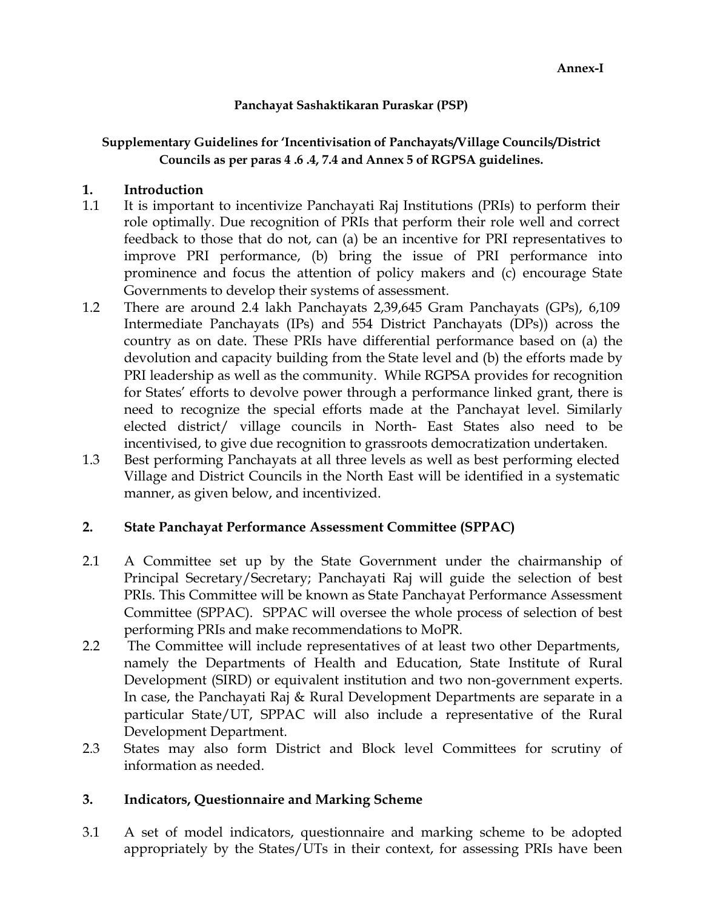**Annex-I**

**Panchayat Sashaktikaran Puraskar (PSP)**

**Supplementary Guidelines for 'Incentivisation of Panchayats/Village Councils/District Councils as per paras 4 .6 .4, 7.4 and Annex 5 of RGPSA guidelines.**

## 1. Introduction

1.1 It is important to incentivize Panchayati Raj Institutions (PRIs) to perform their role optimally. Due recognition of PRIs that perform their role well and correct feedback to those that do not, can (a) be an incentive for PRI representatives to improve PRI performance, (b) bring the issue of PRI performance into prominence and focus the attention of policy makers and (c) encourage State Governments to develop their systems of assessment.

1.2 There are around 2.4 lakh Panchayats 2,39,645 Gram Panchayats (GPs), 6,109 Intermediate Panchayats (IPs) and 554 District Panchayats (DPs)) across the country as on date. These PRIs have differential performance based on (a) the devolution and capacity building from the State level and (b) the efforts made by PRI leadership as well as the community. While RGPSA provides for recognition for States' efforts to devolve power through a performance linked grant, there is need to recognize the special efforts made at the Panchayat level. Similarly elected district/ village councils in North- East States also need to be incentivised, to give due recognition to grassroots democratization undertaken.

1.3 Best performing Panchayats at all three levels as well as best performing elected Village and District Councils in the North East will be identified in a systematic manner, as given below, and incentivized.

## 2. State Panchayat Performance Assessment Committee (SPPAC)

2.1 A Committee set up by the State Government under the chairmanship of Principal Secretary/Secretary; Panchayati Raj will guide the selection of best PRIs. This Committee will be known as State Panchayat Performance Assessment Committee (SPPAC). SPPAC will oversee the whole process of selection of best performing PRIs and make recommendations to MoPR.

2.2 The Committee will include representatives of at least two other Departments, namely the Departments of Health and Education, State Institute of Rural Development (SIRD) or equivalent institution and two non-government experts. In case, the Panchayati Raj & Rural Development Departments are separate in a particular State/UT, SPPAC will also include a representative of the Rural Development Department.

2.3 States may also form District and Block level Committees for scrutiny of information as needed.

## 3. Indicators, Questionnaire and Marking Scheme

3.1 A set of model indicators, questionnaire and marking scheme to be adopted appropriately by the States/UTs in their context, for assessing PRIs have been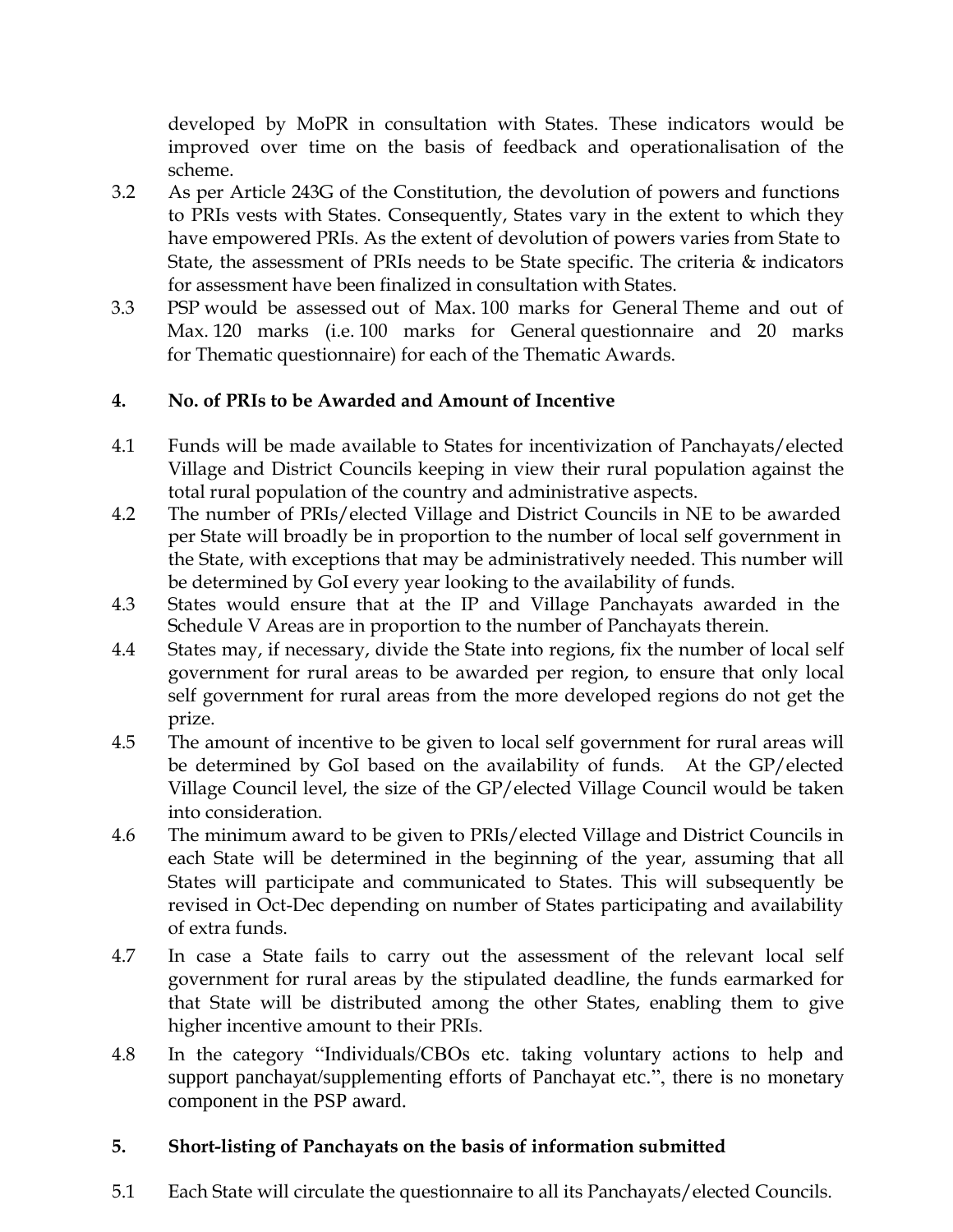developed by MoPR in consultation with States. These indicators would be improved over time on the basis of feedback and operationalisation of the scheme.

3.2 As per Article 243G of the Constitution, the devolution of powers and functions to PRIs vests with States. Consequently, States vary in the extent to which they have empowered PRIs. As the extent of devolution of powers varies from State to State, the assessment of PRIs needs to be State specific. The criteria & indicators for assessment have been finalized in consultation with States.

3.3 PSP would be assessed out of Max. 100 marks for General Theme and out of Max. 120 marks (i.e. 100 marks for General questionnaire and 20 marks for Thematic questionnaire) for each of the Thematic Awards.

## 4. No. of PRIs to be Awarded and Amount of Incentive

4.1 Funds will be made available to States for incentivization of Panchayats/elected Village and District Councils keeping in view their rural population against the total rural population of the country and administrative aspects.

4.2 The number of PRIs/elected Village and District Councils in NE to be awarded per State will broadly be in proportion to the number of local self government in the State, with exceptions that may be administratively needed. This number will be determined by GoI every year looking to the availability of funds.

4.3 States would ensure that at the IP and Village Panchayats awarded in the Schedule V Areas are in proportion to the number of Panchayats therein.

4.4 States may, if necessary, divide the State into regions, fix the number of local self government for rural areas to be awarded per region, to ensure that only local self government for rural areas from the more developed regions do not get the prize.

4.5 The amount of incentive to be given to local self government for rural areas will be determined by GoI based on the availability of funds. At the GP/elected Village Council level, the size of the GP/elected Village Council would be taken into consideration.

4.6 The minimum award to be given to PRIs/elected Village and District Councils in each State will be determined in the beginning of the year, assuming that all States will participate and communicated to States. This will subsequently be revised in Oct-Dec depending on number of States participating and availability of extra funds.

4.7 In case a State fails to carry out the assessment of the relevant local self government for rural areas by the stipulated deadline, the funds earmarked for that State will be distributed among the other States, enabling them to give higher incentive amount to their PRIs.

4.8 In the category "Individuals/CBOs etc. taking voluntary actions to help and support panchayat/supplementing efforts of Panchayat etc.", there is no monetary component in the PSP award.

## 5. Short-listing of Panchayats on the basis of information submitted

5.1 Each State will circulate the questionnaire to all its Panchayats/elected Councils.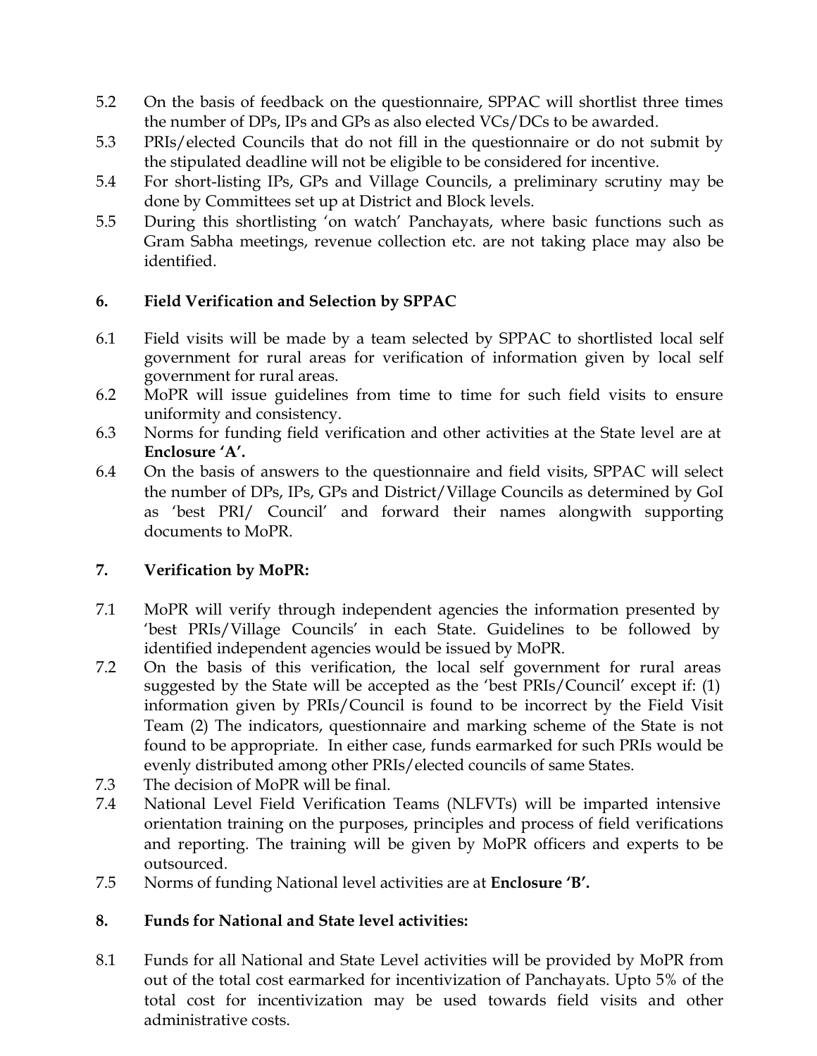5.2 On the basis of feedback on the questionnaire, SPPAC will shortlist three times the number of DPs, IPs and GPs as also elected VCs/DCs to be awarded.

5.3 PRIs/elected Councils that do not fill in the questionnaire or do not submit by the stipulated deadline will not be eligible to be considered for incentive.

5.4 For short-listing IPs, GPs and Village Councils, a preliminary scrutiny may be done by Committees set up at District and Block levels.

5.5 During this shortlisting 'on watch' Panchayats, where basic functions such as Gram Sabha meetings, revenue collection etc. are not taking place may also be identified.

## 6. Field Verification and Selection by SPPAC

6.1 Field visits will be made by a team selected by SPPAC to shortlisted local self government for rural areas for verification of information given by local self government for rural areas.

6.2 MoPR will issue guidelines from time to time for such field visits to ensure uniformity and consistency.

6.3 Norms for funding field verification and other activities at the State level are at **Enclosure 'A'.**

6.4 On the basis of answers to the questionnaire and field visits, SPPAC will select the number of DPs, IPs, GPs and District/Village Councils as determined by GoI as 'best PRI/ Council' and forward their names alongwith supporting documents to MoPR.

## 7. Verification by MoPR:

7.1 MoPR will verify through independent agencies the information presented by 'best PRIs/Village Councils' in each State. Guidelines to be followed by identified independent agencies would be issued by MoPR.

7.2 On the basis of this verification, the local self government for rural areas suggested by the State will be accepted as the 'best PRIs/Council' except if: (1) information given by PRIs/Council is found to be incorrect by the Field Visit Team (2) The indicators, questionnaire and marking scheme of the State is not found to be appropriate. In either case, funds earmarked for such PRIs would be evenly distributed among other PRIs/elected councils of same States.

7.3 The decision of MoPR will be final.

7.4 National Level Field Verification Teams (NLFVTs) will be imparted intensive orientation training on the purposes, principles and process of field verifications and reporting. The training will be given by MoPR officers and experts to be outsourced.

7.5 Norms of funding National level activities are at **Enclosure 'B'.**

## 8. Funds for National and State level activities:

8.1 Funds for all National and State Level activities will be provided by MoPR from out of the total cost earmarked for incentivization of Panchayats. Upto 5% of the total cost for incentivization may be used towards field visits and other administrative costs.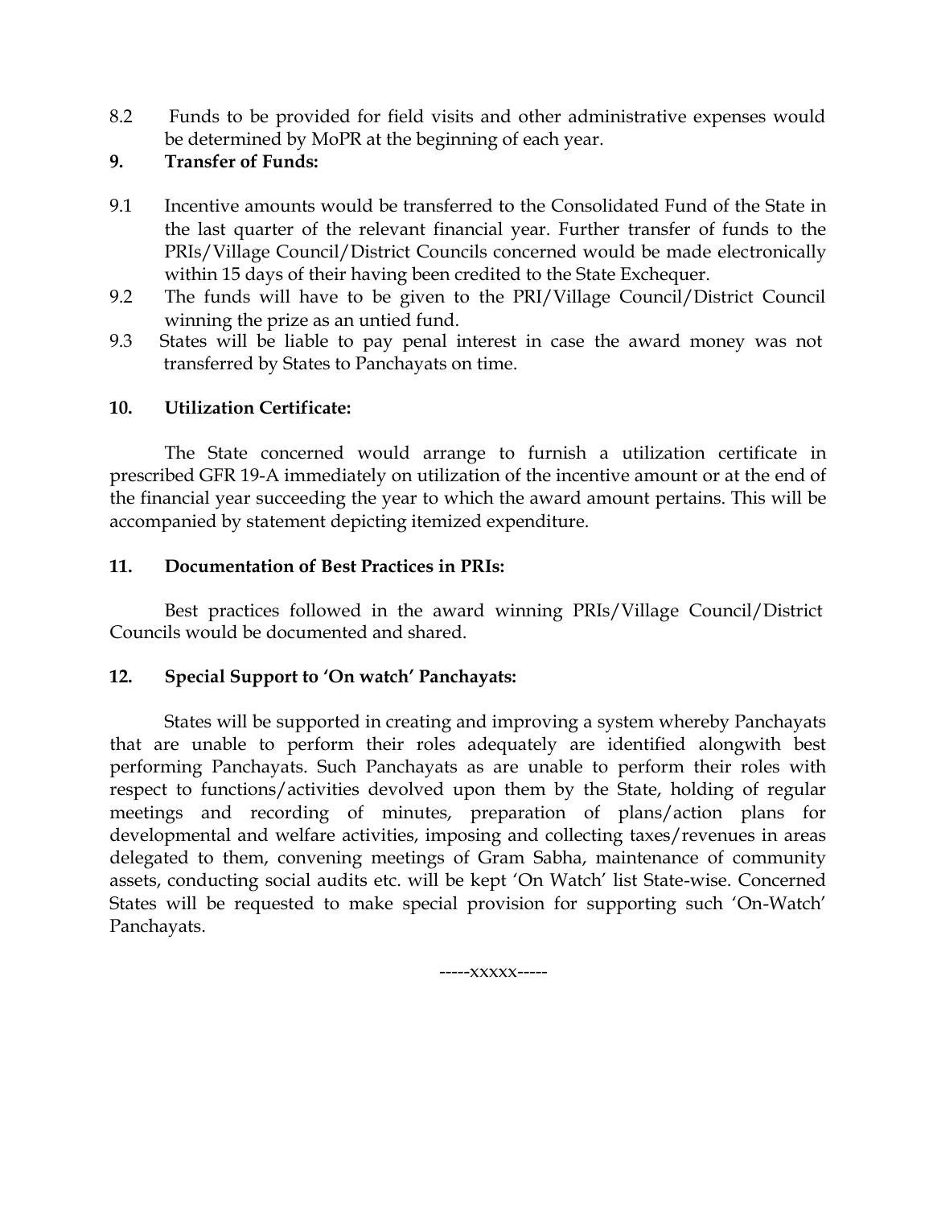8.2 Funds to be provided for field visits and other administrative expenses would be determined by MoPR at the beginning of each year.

**9. Transfer of Funds:**

9.1 Incentive amounts would be transferred to the Consolidated Fund of the State in the last quarter of the relevant financial year. Further transfer of funds to the PRIs/Village Council/District Councils concerned would be made electronically within 15 days of their having been credited to the State Exchequer.

9.2 The funds will have to be given to the PRI/Village Council/District Council winning the prize as an untied fund.

9.3 States will be liable to pay penal interest in case the award money was not transferred by States to Panchayats on time.

**10. Utilization Certificate:**

The State concerned would arrange to furnish a utilization certificate in prescribed GFR 19-A immediately on utilization of the incentive amount or at the end of the financial year succeeding the year to which the award amount pertains. This will be accompanied by statement depicting itemized expenditure.

**11. Documentation of Best Practices in PRIs:**

Best practices followed in the award winning PRIs/Village Council/District Councils would be documented and shared.

**12. Special Support to 'On watch' Panchayats:**

States will be supported in creating and improving a system whereby Panchayats that are unable to perform their roles adequately are identified alongwith best performing Panchayats. Such Panchayats as are unable to perform their roles with respect to functions/activities devolved upon them by the State, holding of regular meetings and recording of minutes, preparation of plans/action plans for developmental and welfare activities, imposing and collecting taxes/revenues in areas delegated to them, convening meetings of Gram Sabha, maintenance of community assets, conducting social audits etc. will be kept 'On Watch' list State-wise. Concerned States will be requested to make special provision for supporting such 'On-Watch' Panchayats.

-----xxxxx-----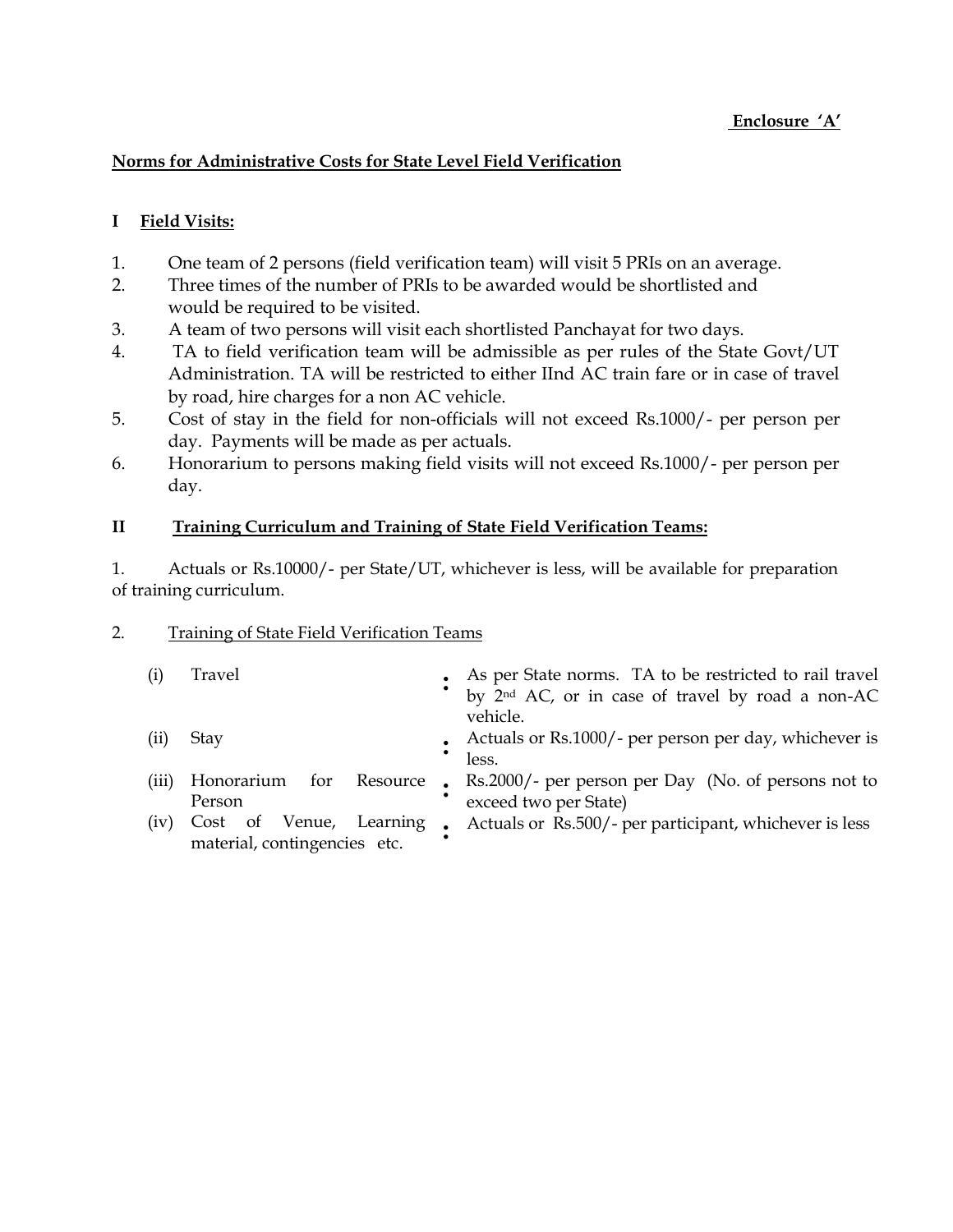**Enclosure 'A'**

## Norms for Administrative Costs for State Level Field Verification

### I Field Visits:

1. One team of 2 persons (field verification team) will visit 5 PRIs on an average.
2. Three times of the number of PRIs to be awarded would be shortlisted and would be required to be visited.
3. A team of two persons will visit each shortlisted Panchayat for two days.
4. TA to field verification team will be admissible as per rules of the State Govt/UT Administration. TA will be restricted to either IInd AC train fare or in case of travel by road, hire charges for a non AC vehicle.
5. Cost of stay in the field for non-officials will not exceed Rs.1000/- per person per day. Payments will be made as per actuals.
6. Honorarium to persons making field visits will not exceed Rs.1000/- per person per day.

### II Training Curriculum and Training of State Field Verification Teams:

1. Actuals or Rs.10000/- per State/UT, whichever is less, will be available for preparation of training curriculum.

2. Training of State Field Verification Teams

| | | | |
|---|---|---|---|
| (i) | Travel | : | As per State norms. TA to be restricted to rail travel by 2nd AC, or in case of travel by road a non-AC vehicle. |
| (ii) | Stay | : | Actuals or Rs.1000/- per person per day, whichever is less. |
| (iii) | Honorarium for Resource Person | : | Rs.2000/- per person per Day (No. of persons not to exceed two per State) |
| (iv) | Cost of Venue, Learning material, contingencies etc. | : | Actuals or Rs.500/- per participant, whichever is less |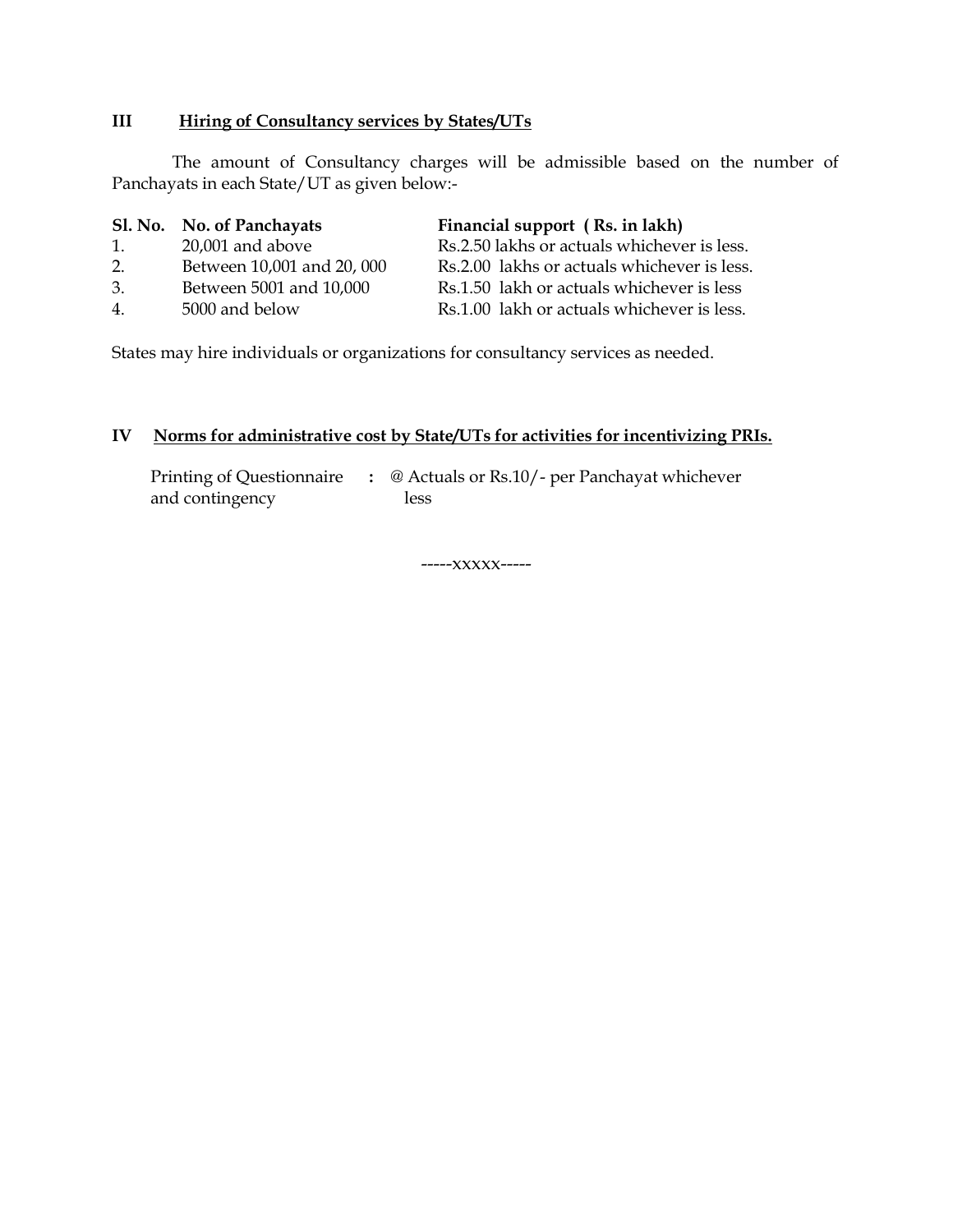## III Hiring of Consultancy services by States/UTs

The amount of Consultancy charges will be admissible based on the number of Panchayats in each State/UT as given below:-

| Sl. No. | No. of Panchayats | Financial support ( Rs. in lakh) |
|---|---|---|
| 1. | 20,001 and above | Rs.2.50 lakhs or actuals whichever is less. |
| 2. | Between 10,001 and 20, 000 | Rs.2.00 lakhs or actuals whichever is less. |
| 3. | Between 5001 and 10,000 | Rs.1.50 lakh or actuals whichever is less |
| 4. | 5000 and below | Rs.1.00 lakh or actuals whichever is less. |

States may hire individuals or organizations for consultancy services as needed.

## IV Norms for administrative cost by State/UTs for activities for incentivizing PRIs.

Printing of Questionnaire and contingency : @ Actuals or Rs.10/- per Panchayat whichever less

-----xxxxx-----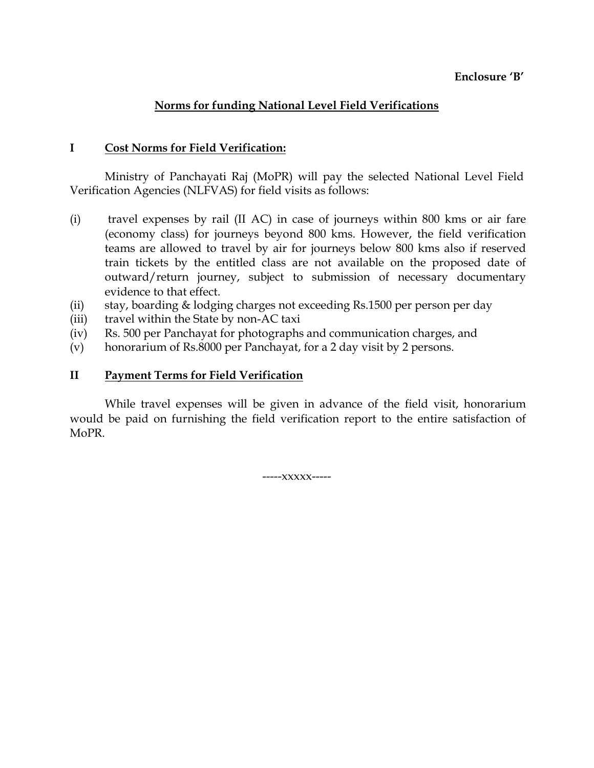**Enclosure 'B'**

## Norms for funding National Level Field Verifications

### I Cost Norms for Field Verification:

Ministry of Panchayati Raj (MoPR) will pay the selected National Level Field Verification Agencies (NLFVAS) for field visits as follows:

(i) travel expenses by rail (II AC) in case of journeys within 800 kms or air fare (economy class) for journeys beyond 800 kms. However, the field verification teams are allowed to travel by air for journeys below 800 kms also if reserved train tickets by the entitled class are not available on the proposed date of outward/return journey, subject to submission of necessary documentary evidence to that effect.

(ii) stay, boarding & lodging charges not exceeding Rs.1500 per person per day

(iii) travel within the State by non-AC taxi

(iv) Rs. 500 per Panchayat for photographs and communication charges, and

(v) honorarium of Rs.8000 per Panchayat, for a 2 day visit by 2 persons.

### II Payment Terms for Field Verification

While travel expenses will be given in advance of the field visit, honorarium would be paid on furnishing the field verification report to the entire satisfaction of MoPR.

-----xxxxx-----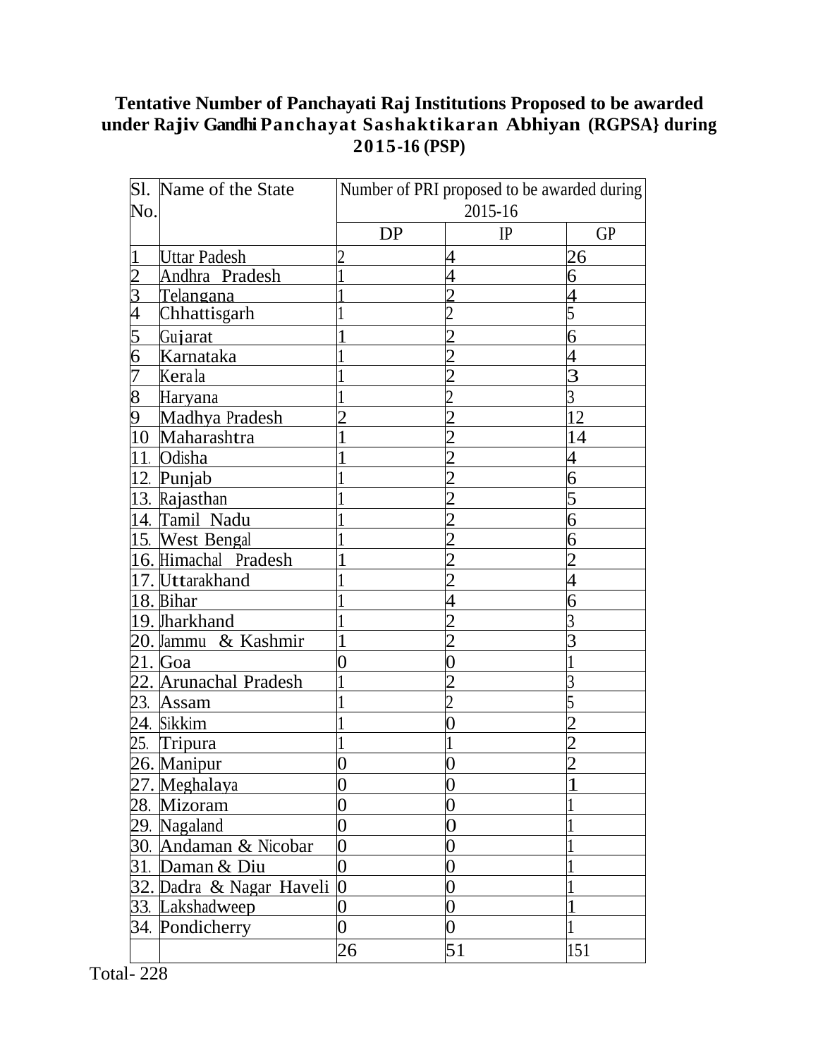**Tentative Number of Panchayati Raj Institutions Proposed to be awarded under Rajiv Gandhi Panchayat Sashaktikaran Abhiyan (RGPSA} during 2015-16 (PSP)**

| Sl. No. | Name of the State | Number of PRI proposed to be awarded during 2015-16 | | |
|---|---|---|---|---|
| | | DP | IP | GP |
| 1 | Uttar Padesh | 2 | 4 | 26 |
| 2 | Andhra Pradesh | 1 | 4 | 6 |
| 3 | Telangana | 1 | 2 | 4 |
| 4 | Chhattisgarh | 1 | 2 | 5 |
| 5 | Gujarat | 1 | 2 | 6 |
| 6 | Karnataka | 1 | 2 | 4 |
| 7 | Kerala | 1 | 2 | 3 |
| 8 | Haryana | 1 | 2 | 3 |
| 9 | Madhya Pradesh | 2 | 2 | 12 |
| 10 | Maharashtra | 1 | 2 | 14 |
| 11. | Odisha | 1 | 2 | 4 |
| 12. | Punjab | 1 | 2 | 6 |
| 13. | Rajasthan | 1 | 2 | 5 |
| 14. | Tamil Nadu | 1 | 2 | 6 |
| 15. | West Bengal | 1 | 2 | 6 |
| 16. | Himachal Pradesh | 1 | 2 | 2 |
| 17. | Uttarakhand | 1 | 2 | 4 |
| 18. | Bihar | 1 | 4 | 6 |
| 19. | Jharkhand | 1 | 2 | 3 |
| 20. | Jammu & Kashmir | 1 | 2 | 3 |
| 21. | Goa | 0 | 0 | 1 |
| 22. | Arunachal Pradesh | 1 | 2 | 3 |
| 23. | Assam | 1 | 2 | 5 |
| 24. | Sikkim | 1 | 0 | 2 |
| 25. | Tripura | 1 | 1 | 2 |
| 26. | Manipur | 0 | 0 | 2 |
| 27. | Meghalaya | 0 | 0 | 1 |
| 28. | Mizoram | 0 | 0 | 1 |
| 29. | Nagaland | 0 | 0 | 1 |
| 30. | Andaman & Nicobar | 0 | 0 | 1 |
| 31. | Daman & Diu | 0 | 0 | 1 |
| 32. | Dadra & Nagar Haveli | 0 | 0 | 1 |
| 33. | Lakshadweep | 0 | 0 | 1 |
| 34. | Pondicherry | 0 | 0 | 1 |
| | | 26 | 51 | 151 |

Total- 228